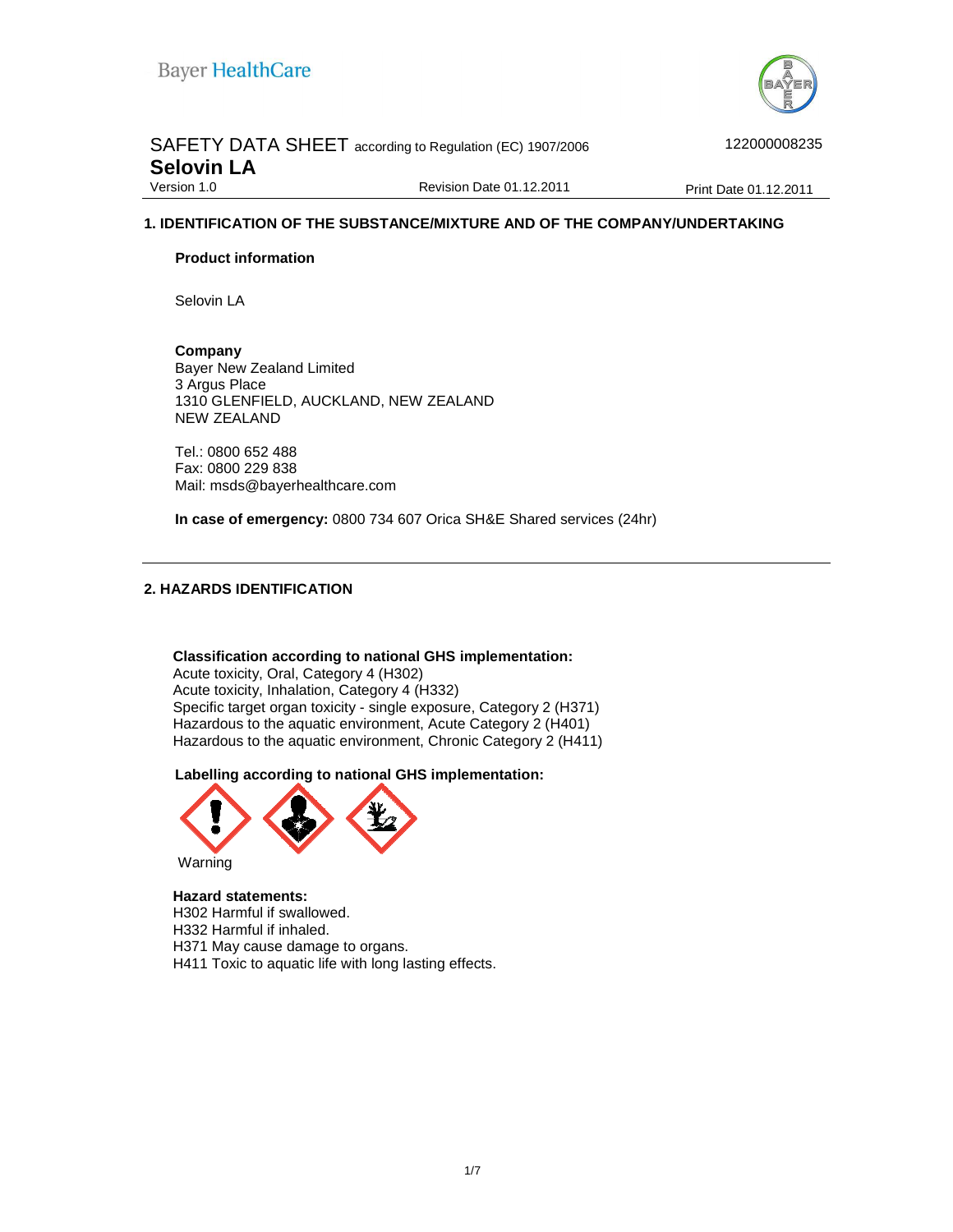Bayer HealthCare

SAFETY DATA SHEET according to Regulation (EC) 1907/2006

122000008235

# Selovin LA

Version 1.0 | Revision Date 01.12.2011 | Print Date 01.12.2011

## 1. IDENTIFICATION OF THE SUBSTANCE/MIXTURE AND OF THE COMPANY/UNDERTAKING

**Product information**

Selovin LA

**Company**
Bayer New Zealand Limited
3 Argus Place
1310 GLENFIELD, AUCKLAND, NEW ZEALAND
NEW ZEALAND

Tel.: 0800 652 488
Fax: 0800 229 838
Mail: msds@bayerhealthcare.com

**In case of emergency:** 0800 734 607 Orica SH&E Shared services (24hr)

## 2. HAZARDS IDENTIFICATION

**Classification according to national GHS implementation:**
Acute toxicity, Oral, Category 4 (H302)
Acute toxicity, Inhalation, Category 4 (H332)
Specific target organ toxicity - single exposure, Category 2 (H371)
Hazardous to the aquatic environment, Acute Category 2 (H401)
Hazardous to the aquatic environment, Chronic Category 2 (H411)

**Labelling according to national GHS implementation:**

Warning

**Hazard statements:**
H302 Harmful if swallowed.
H332 Harmful if inhaled.
H371 May cause damage to organs.
H411 Toxic to aquatic life with long lasting effects.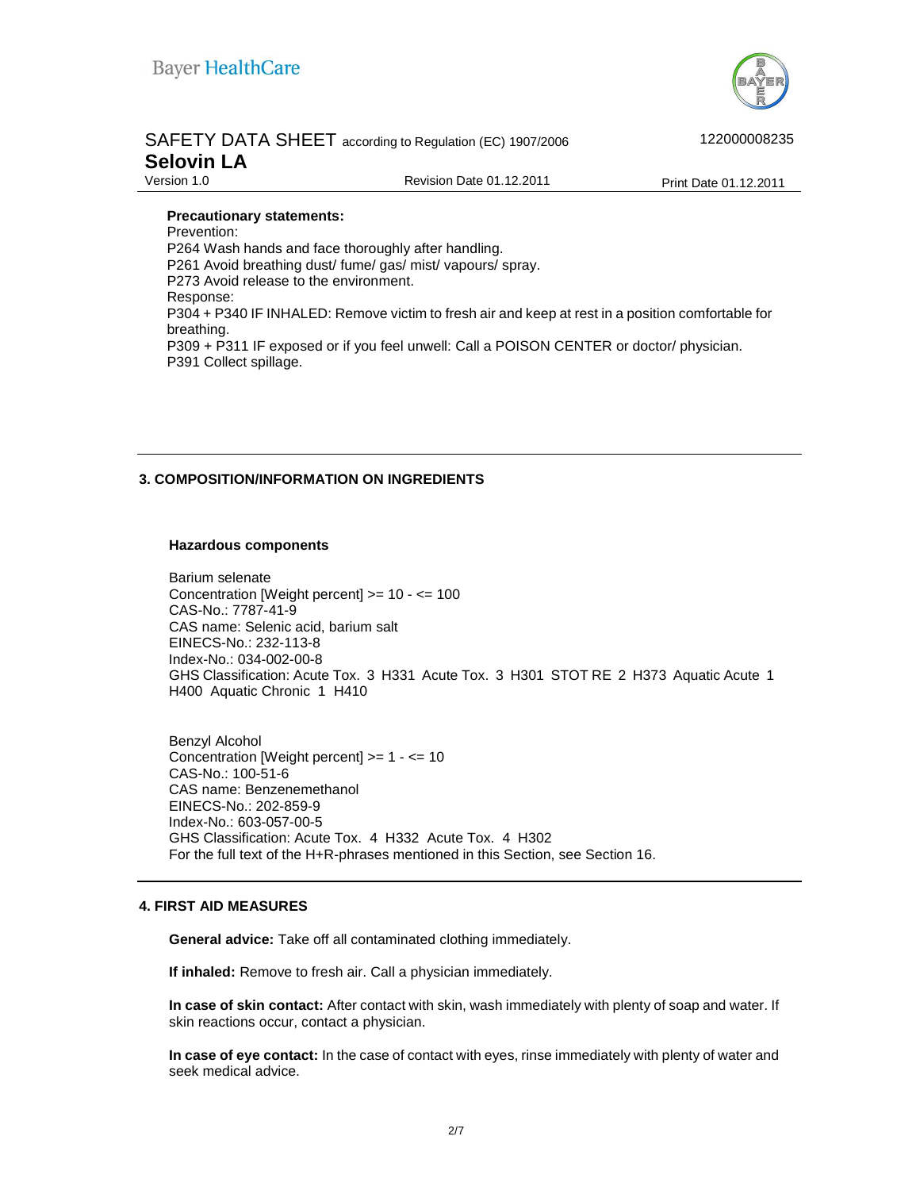**Precautionary statements:**

Prevention:

P264 Wash hands and face thoroughly after handling.

P261 Avoid breathing dust/ fume/ gas/ mist/ vapours/ spray.

P273 Avoid release to the environment.

Response:

P304 + P340 IF INHALED: Remove victim to fresh air and keep at rest in a position comfortable for breathing.

P309 + P311 IF exposed or if you feel unwell: Call a POISON CENTER or doctor/ physician.

P391 Collect spillage.

## 3. COMPOSITION/INFORMATION ON INGREDIENTS

**Hazardous components**

Barium selenate
Concentration [Weight percent] >= 10 - <= 100
CAS-No.: 7787-41-9
CAS name: Selenic acid, barium salt
EINECS-No.: 232-113-8
Index-No.: 034-002-00-8
GHS Classification: Acute Tox. 3 H331 Acute Tox. 3 H301 STOT RE 2 H373 Aquatic Acute 1 H400 Aquatic Chronic 1 H410

Benzyl Alcohol
Concentration [Weight percent] >= 1 - <= 10
CAS-No.: 100-51-6
CAS name: Benzenemethanol
EINECS-No.: 202-859-9
Index-No.: 603-057-00-5
GHS Classification: Acute Tox. 4 H332 Acute Tox. 4 H302
For the full text of the H+R-phrases mentioned in this Section, see Section 16.

## 4. FIRST AID MEASURES

**General advice:** Take off all contaminated clothing immediately.

**If inhaled:** Remove to fresh air. Call a physician immediately.

**In case of skin contact:** After contact with skin, wash immediately with plenty of soap and water. If skin reactions occur, contact a physician.

**In case of eye contact:** In the case of contact with eyes, rinse immediately with plenty of water and seek medical advice.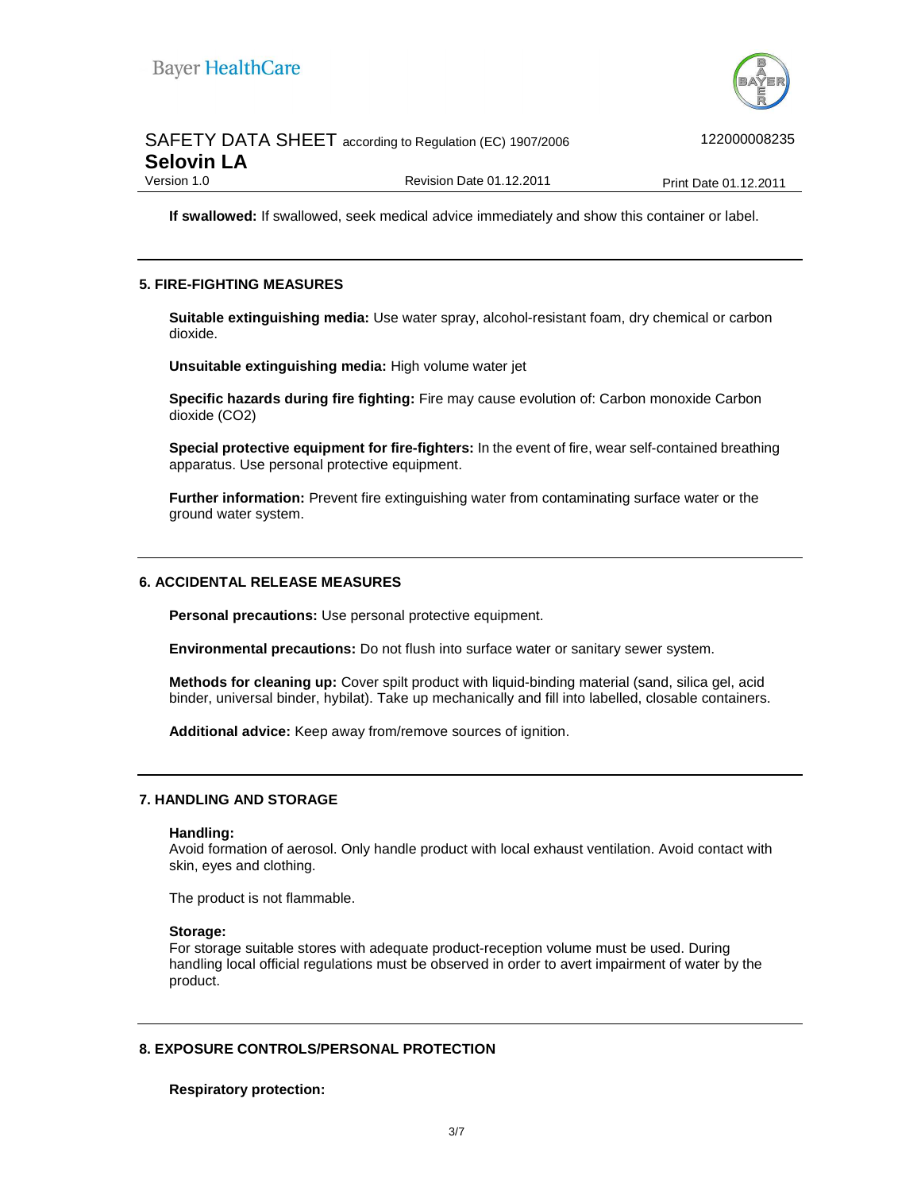**If swallowed:** If swallowed, seek medical advice immediately and show this container or label.

## 5. FIRE-FIGHTING MEASURES

**Suitable extinguishing media:** Use water spray, alcohol-resistant foam, dry chemical or carbon dioxide.

**Unsuitable extinguishing media:** High volume water jet

**Specific hazards during fire fighting:** Fire may cause evolution of: Carbon monoxide Carbon dioxide ($CO_2$)

**Special protective equipment for fire-fighters:** In the event of fire, wear self-contained breathing apparatus. Use personal protective equipment.

**Further information:** Prevent fire extinguishing water from contaminating surface water or the ground water system.

## 6. ACCIDENTAL RELEASE MEASURES

**Personal precautions:** Use personal protective equipment.

**Environmental precautions:** Do not flush into surface water or sanitary sewer system.

**Methods for cleaning up:** Cover spilt product with liquid-binding material (sand, silica gel, acid binder, universal binder, hybilat). Take up mechanically and fill into labelled, closable containers.

**Additional advice:** Keep away from/remove sources of ignition.

## 7. HANDLING AND STORAGE

**Handling:**
Avoid formation of aerosol. Only handle product with local exhaust ventilation. Avoid contact with skin, eyes and clothing.

The product is not flammable.

**Storage:**
For storage suitable stores with adequate product-reception volume must be used. During handling local official regulations must be observed in order to avert impairment of water by the product.

## 8. EXPOSURE CONTROLS/PERSONAL PROTECTION

**Respiratory protection:**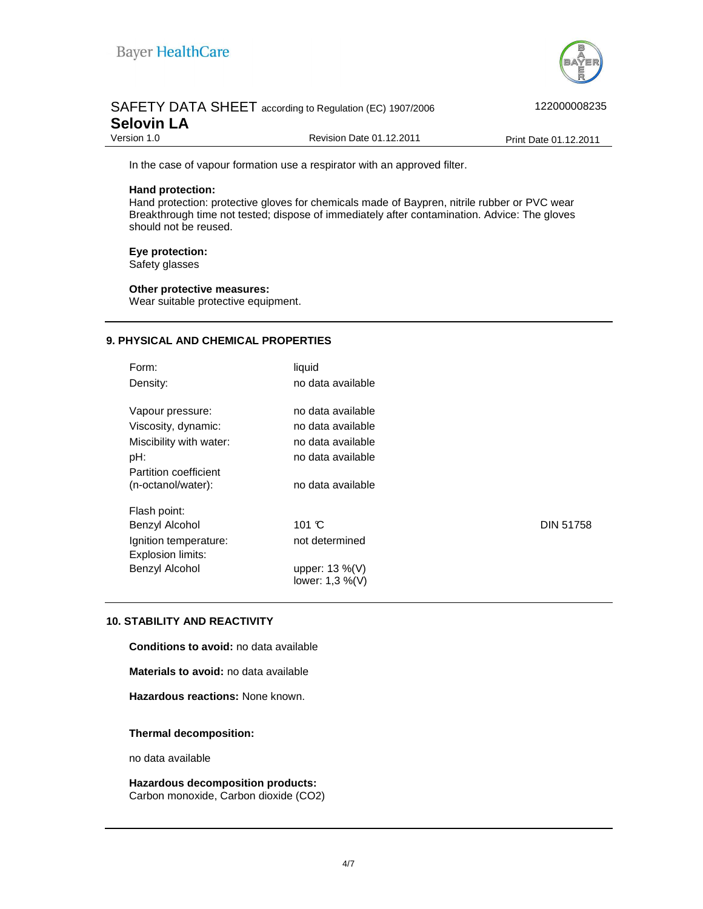In the case of vapour formation use a respirator with an approved filter.

**Hand protection:**
Hand protection: protective gloves for chemicals made of Baypren, nitrile rubber or PVC wear Breakthrough time not tested; dispose of immediately after contamination. Advice: The gloves should not be reused.

**Eye protection:**
Safety glasses

**Other protective measures:**
Wear suitable protective equipment.

## 9. PHYSICAL AND CHEMICAL PROPERTIES

| | | |
|---|---|---|
| Form: | liquid | |
| Density: | no data available | |
| Vapour pressure: | no data available | |
| Viscosity, dynamic: | no data available | |
| Miscibility with water: | no data available | |
| pH: | no data available | |
| Partition coefficient (n-octanol/water): | no data available | |
| Flash point: | | |
| Benzyl Alcohol | 101 ℃ | DIN 51758 |
| Ignition temperature: | not determined | |
| Explosion limits: | | |
| Benzyl Alcohol | upper: 13 %(V)<br>lower: 1,3 %(V) | |

## 10. STABILITY AND REACTIVITY

**Conditions to avoid:** no data available

**Materials to avoid:** no data available

**Hazardous reactions:** None known.

**Thermal decomposition:**

no data available

**Hazardous decomposition products:**
Carbon monoxide, Carbon dioxide ($CO_2$)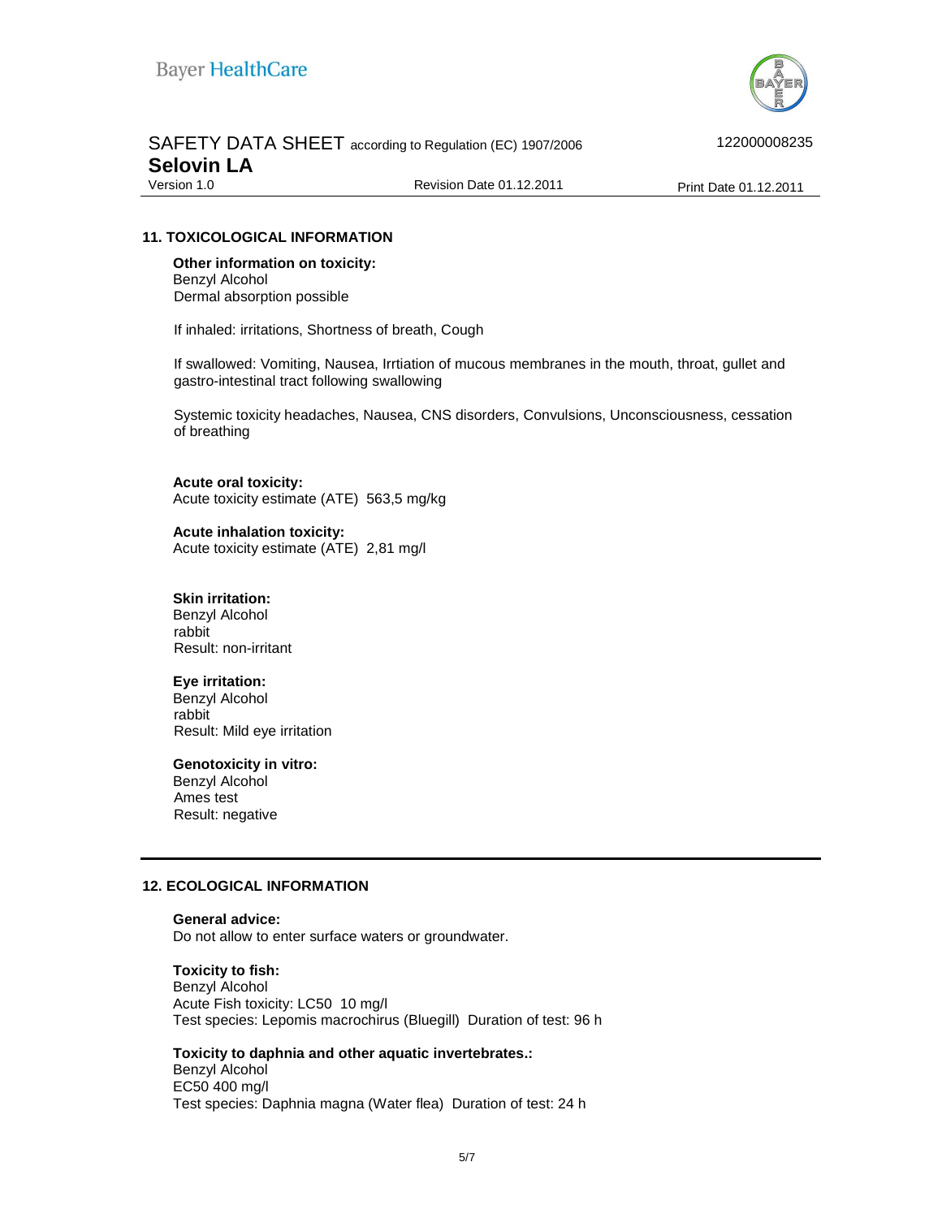## 11. TOXICOLOGICAL INFORMATION

**Other information on toxicity:**
Benzyl Alcohol
Dermal absorption possible

If inhaled: irritations, Shortness of breath, Cough

If swallowed: Vomiting, Nausea, Irrtiation of mucous membranes in the mouth, throat, gullet and gastro-intestinal tract following swallowing

Systemic toxicity headaches, Nausea, CNS disorders, Convulsions, Unconsciousness, cessation of breathing

**Acute oral toxicity:**
Acute toxicity estimate (ATE) 563,5 mg/kg

**Acute inhalation toxicity:**
Acute toxicity estimate (ATE) 2,81 mg/l

**Skin irritation:**
Benzyl Alcohol
rabbit
Result: non-irritant

**Eye irritation:**
Benzyl Alcohol
rabbit
Result: Mild eye irritation

**Genotoxicity in vitro:**
Benzyl Alcohol
Ames test
Result: negative

## 12. ECOLOGICAL INFORMATION

**General advice:**
Do not allow to enter surface waters or groundwater.

**Toxicity to fish:**
Benzyl Alcohol
Acute Fish toxicity: LC50 10 mg/l
Test species: Lepomis macrochirus (Bluegill) Duration of test: 96 h

**Toxicity to daphnia and other aquatic invertebrates.:**
Benzyl Alcohol
EC50 400 mg/l
Test species: Daphnia magna (Water flea) Duration of test: 24 h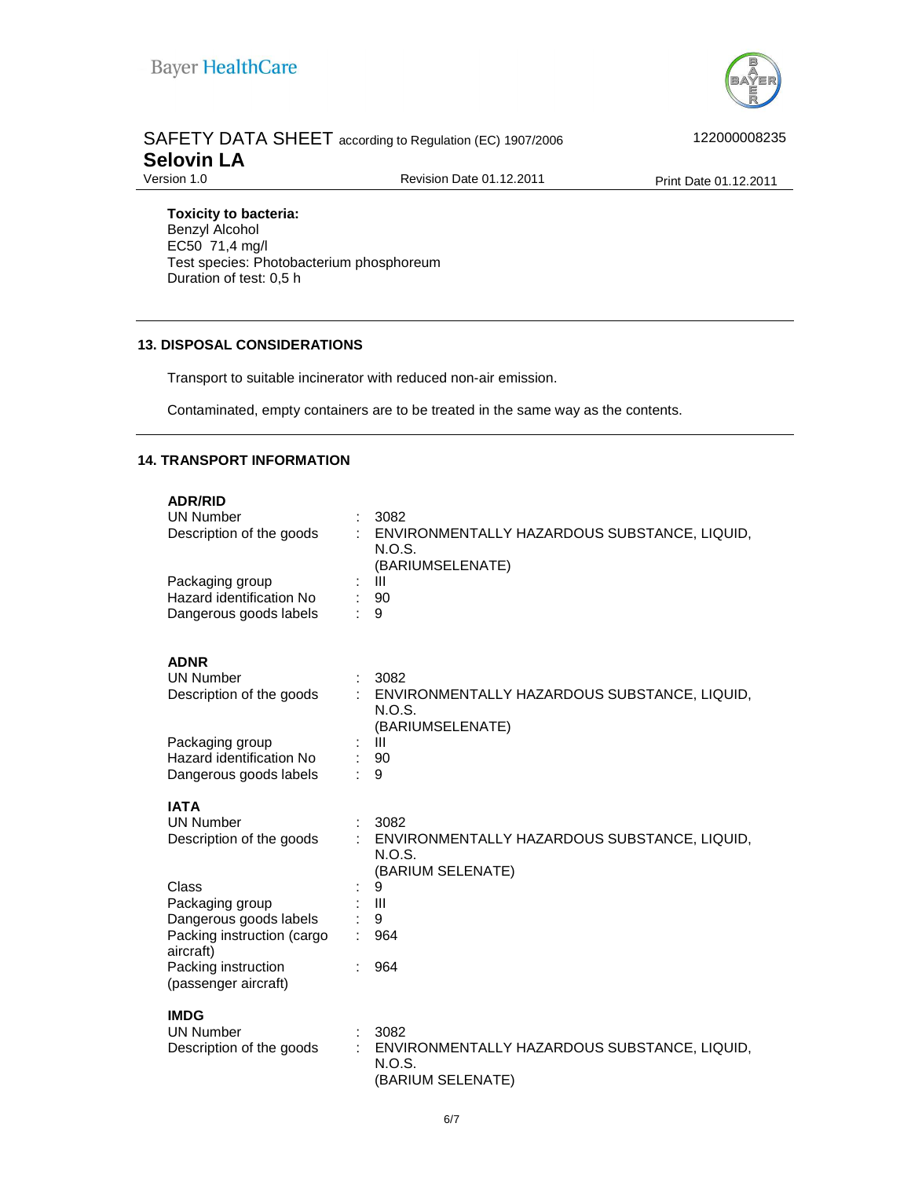**Toxicity to bacteria:**
Benzyl Alcohol
EC50 71,4 mg/l
Test species: Photobacterium phosphoreum
Duration of test: 0,5 h

## 13. DISPOSAL CONSIDERATIONS

Transport to suitable incinerator with reduced non-air emission.

Contaminated, empty containers are to be treated in the same way as the contents.

## 14. TRANSPORT INFORMATION

**ADR/RID**

| | | |
|---|---|---|
| UN Number | : | 3082 |
| Description of the goods | : | ENVIRONMENTALLY HAZARDOUS SUBSTANCE, LIQUID, N.O.S. (BARIUMSELENATE) |
| Packaging group | : | III |
| Hazard identification No | : | 90 |
| Dangerous goods labels | : | 9 |

**ADNR**

| | | |
|---|---|---|
| UN Number | : | 3082 |
| Description of the goods | : | ENVIRONMENTALLY HAZARDOUS SUBSTANCE, LIQUID, N.O.S. (BARIUMSELENATE) |
| Packaging group | : | III |
| Hazard identification No | : | 90 |
| Dangerous goods labels | : | 9 |

**IATA**

| | | |
|---|---|---|
| UN Number | : | 3082 |
| Description of the goods | : | ENVIRONMENTALLY HAZARDOUS SUBSTANCE, LIQUID, N.O.S. (BARIUM SELENATE) |
| Class | : | 9 |
| Packaging group | : | III |
| Dangerous goods labels | : | 9 |
| Packing instruction (cargo aircraft) | : | 964 |
| Packing instruction (passenger aircraft) | : | 964 |

**IMDG**

| | | |
|---|---|---|
| UN Number | : | 3082 |
| Description of the goods | : | ENVIRONMENTALLY HAZARDOUS SUBSTANCE, LIQUID, N.O.S. (BARIUM SELENATE) |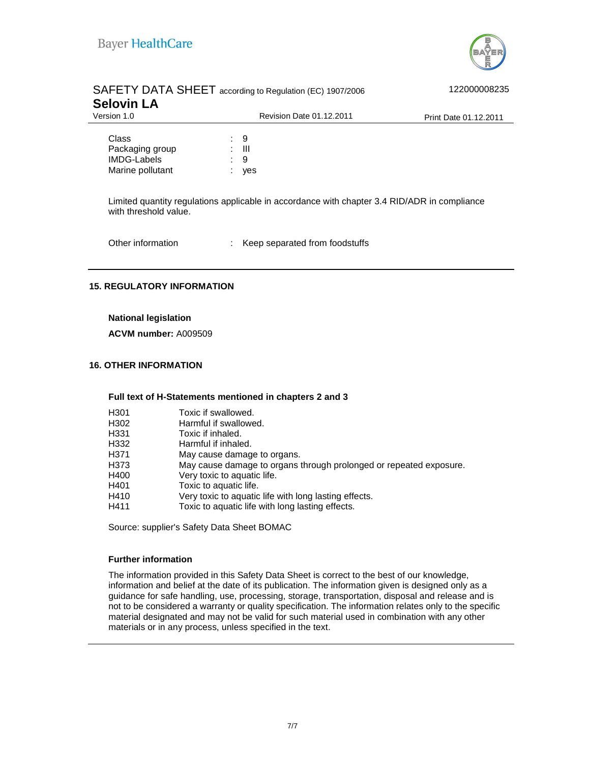| | | |
|---|---|---|
| Class | : | 9 |
| Packaging group | : | III |
| IMDG-Labels | : | 9 |
| Marine pollutant | : | yes |

Limited quantity regulations applicable in accordance with chapter 3.4 RID/ADR in compliance with threshold value.

| | | |
|---|---|---|
| Other information | : | Keep separated from foodstuffs |

## 15. REGULATORY INFORMATION

**National legislation**

**ACVM number:** A009509

## 16. OTHER INFORMATION

**Full text of H-Statements mentioned in chapters 2 and 3**

| | |
|---|---|
| H301 | Toxic if swallowed. |
| H302 | Harmful if swallowed. |
| H331 | Toxic if inhaled. |
| H332 | Harmful if inhaled. |
| H371 | May cause damage to organs. |
| H373 | May cause damage to organs through prolonged or repeated exposure. |
| H400 | Very toxic to aquatic life. |
| H401 | Toxic to aquatic life. |
| H410 | Very toxic to aquatic life with long lasting effects. |
| H411 | Toxic to aquatic life with long lasting effects. |

Source: supplier's Safety Data Sheet BOMAC

**Further information**

The information provided in this Safety Data Sheet is correct to the best of our knowledge, information and belief at the date of its publication. The information given is designed only as a guidance for safe handling, use, processing, storage, transportation, disposal and release and is not to be considered a warranty or quality specification. The information relates only to the specific material designated and may not be valid for such material used in combination with any other materials or in any process, unless specified in the text.